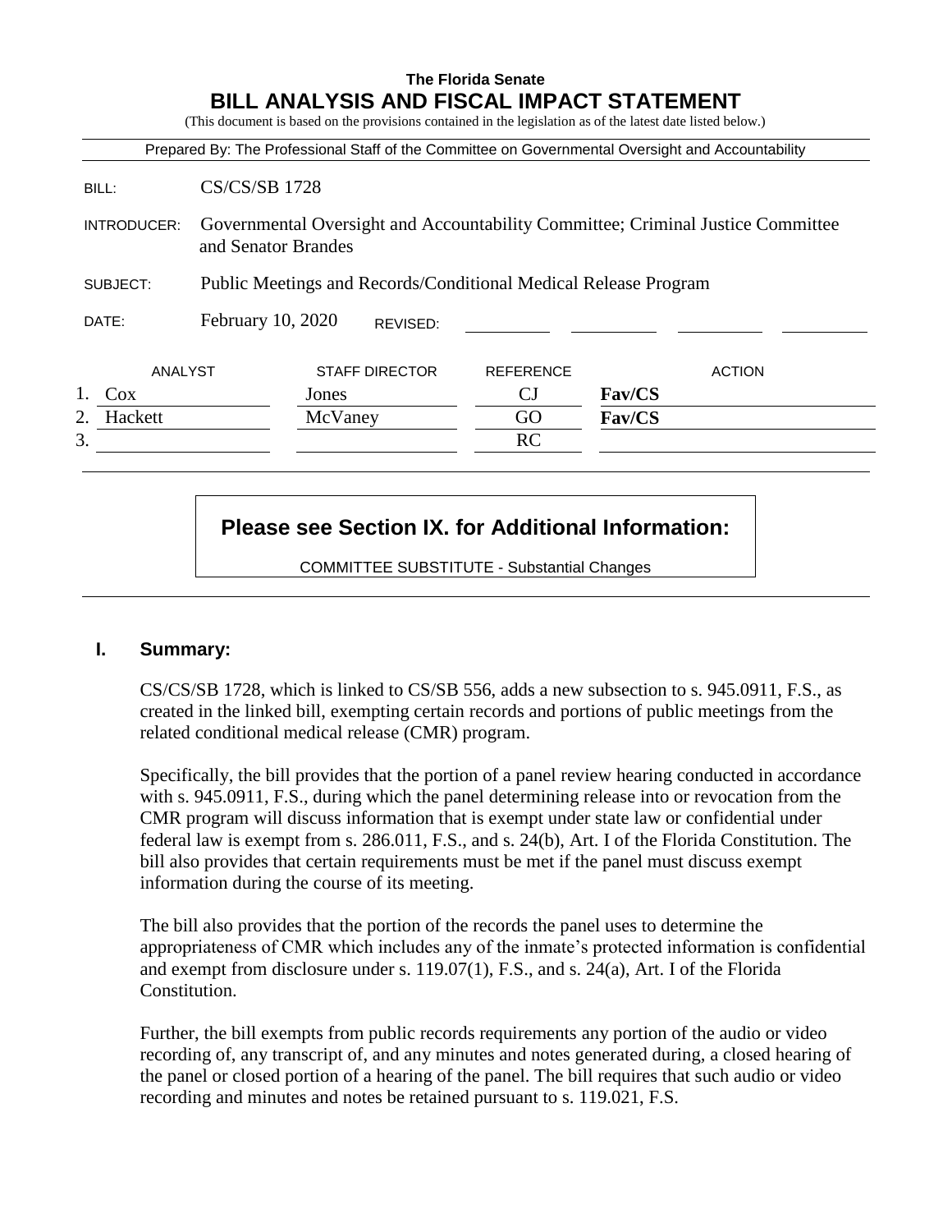# The Florida Senate
## BILL ANALYSIS AND FISCAL IMPACT STATEMENT

(This document is based on the provisions contained in the legislation as of the latest date listed below.)

Prepared By: The Professional Staff of the Committee on Governmental Oversight and Accountability

| | |
|---|---|
| BILL: | CS/CS/SB 1728 |
| INTRODUCER: | Governmental Oversight and Accountability Committee; Criminal Justice Committee and Senator Brandes |
| SUBJECT: | Public Meetings and Records/Conditional Medical Release Program |
| DATE: | February 10, 2020 REVISED: |

| | ANALYST | STAFF DIRECTOR | REFERENCE | ACTION |
|---|---|---|---|---|
| 1. | Cox | Jones | CJ | **Fav/CS** |
| 2. | Hackett | McVaney | GO | **Fav/CS** |
| 3. | | | RC | |

**Please see Section IX. for Additional Information:**

COMMITTEE SUBSTITUTE - Substantial Changes

## I. Summary:

CS/CS/SB 1728, which is linked to CS/SB 556, adds a new subsection to s. 945.0911, F.S., as created in the linked bill, exempting certain records and portions of public meetings from the related conditional medical release (CMR) program.

Specifically, the bill provides that the portion of a panel review hearing conducted in accordance with s. 945.0911, F.S., during which the panel determining release into or revocation from the CMR program will discuss information that is exempt under state law or confidential under federal law is exempt from s. 286.011, F.S., and s. 24(b), Art. I of the Florida Constitution. The bill also provides that certain requirements must be met if the panel must discuss exempt information during the course of its meeting.

The bill also provides that the portion of the records the panel uses to determine the appropriateness of CMR which includes any of the inmate's protected information is confidential and exempt from disclosure under s. 119.07(1), F.S., and s. 24(a), Art. I of the Florida Constitution.

Further, the bill exempts from public records requirements any portion of the audio or video recording of, any transcript of, and any minutes and notes generated during, a closed hearing of the panel or closed portion of a hearing of the panel. The bill requires that such audio or video recording and minutes and notes be retained pursuant to s. 119.021, F.S.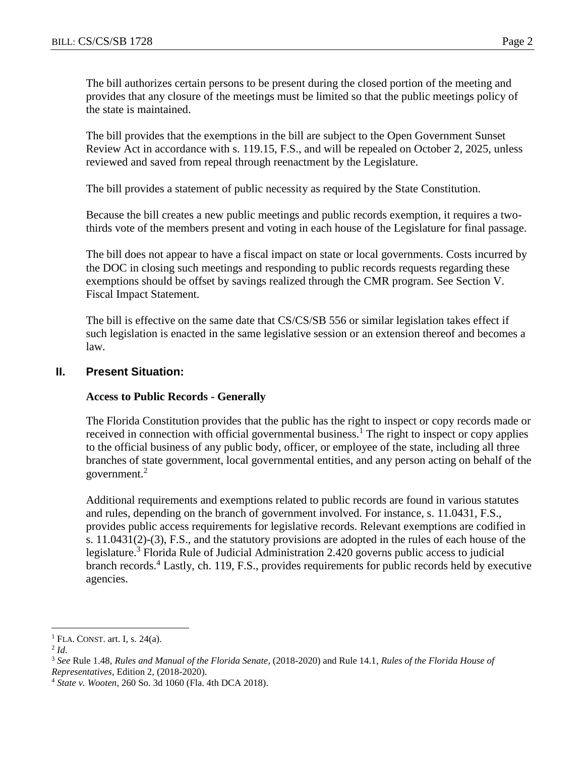The bill authorizes certain persons to be present during the closed portion of the meeting and provides that any closure of the meetings must be limited so that the public meetings policy of the state is maintained.

The bill provides that the exemptions in the bill are subject to the Open Government Sunset Review Act in accordance with s. 119.15, F.S., and will be repealed on October 2, 2025, unless reviewed and saved from repeal through reenactment by the Legislature.

The bill provides a statement of public necessity as required by the State Constitution.

Because the bill creates a new public meetings and public records exemption, it requires a two-thirds vote of the members present and voting in each house of the Legislature for final passage.

The bill does not appear to have a fiscal impact on state or local governments. Costs incurred by the DOC in closing such meetings and responding to public records requests regarding these exemptions should be offset by savings realized through the CMR program. See Section V. Fiscal Impact Statement.

The bill is effective on the same date that CS/CS/SB 556 or similar legislation takes effect if such legislation is enacted in the same legislative session or an extension thereof and becomes a law.

## II. Present Situation:

### Access to Public Records - Generally

The Florida Constitution provides that the public has the right to inspect or copy records made or received in connection with official governmental business.[1] The right to inspect or copy applies to the official business of any public body, officer, or employee of the state, including all three branches of state government, local governmental entities, and any person acting on behalf of the government.[2]

Additional requirements and exemptions related to public records are found in various statutes and rules, depending on the branch of government involved. For instance, s. 11.0431, F.S., provides public access requirements for legislative records. Relevant exemptions are codified in s. 11.0431(2)-(3), F.S., and the statutory provisions are adopted in the rules of each house of the legislature.[3] Florida Rule of Judicial Administration 2.420 governs public access to judicial branch records.[4] Lastly, ch. 119, F.S., provides requirements for public records held by executive agencies.

---

[1] FLA. CONST. art. I, s. 24(a).

[2] *Id.*

[3] *See* Rule 1.48, *Rules and Manual of the Florida Senate*, (2018-2020) and Rule 14.1, *Rules of the Florida House of Representatives*, Edition 2, (2018-2020).

[4] *State v. Wooten*, 260 So. 3d 1060 (Fla. 4th DCA 2018).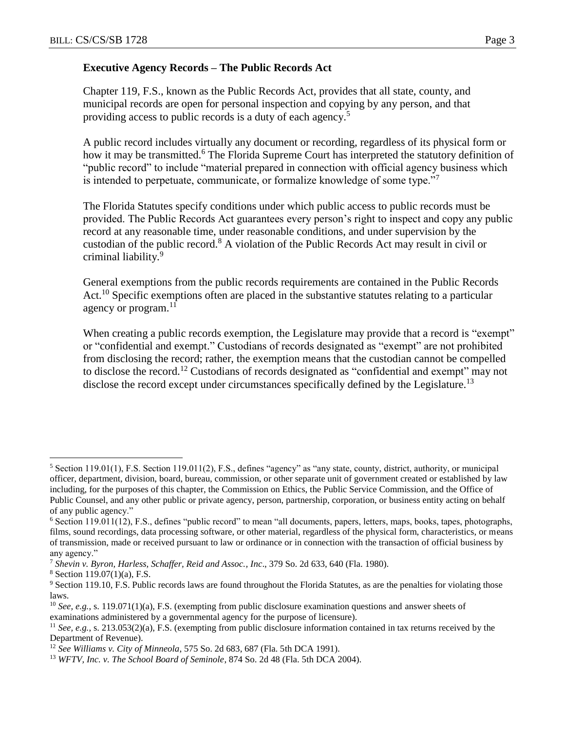**Executive Agency Records – The Public Records Act**

Chapter 119, F.S., known as the Public Records Act, provides that all state, county, and municipal records are open for personal inspection and copying by any person, and that providing access to public records is a duty of each agency.[5]

A public record includes virtually any document or recording, regardless of its physical form or how it may be transmitted.[6] The Florida Supreme Court has interpreted the statutory definition of "public record" to include "material prepared in connection with official agency business which is intended to perpetuate, communicate, or formalize knowledge of some type."[7]

The Florida Statutes specify conditions under which public access to public records must be provided. The Public Records Act guarantees every person's right to inspect and copy any public record at any reasonable time, under reasonable conditions, and under supervision by the custodian of the public record.[8] A violation of the Public Records Act may result in civil or criminal liability.[9]

General exemptions from the public records requirements are contained in the Public Records Act.[10] Specific exemptions often are placed in the substantive statutes relating to a particular agency or program.[11]

When creating a public records exemption, the Legislature may provide that a record is "exempt" or "confidential and exempt." Custodians of records designated as "exempt" are not prohibited from disclosing the record; rather, the exemption means that the custodian cannot be compelled to disclose the record.[12] Custodians of records designated as "confidential and exempt" may not disclose the record except under circumstances specifically defined by the Legislature.[13]

---

[5] Section 119.01(1), F.S. Section 119.011(2), F.S., defines "agency" as "any state, county, district, authority, or municipal officer, department, division, board, bureau, commission, or other separate unit of government created or established by law including, for the purposes of this chapter, the Commission on Ethics, the Public Service Commission, and the Office of Public Counsel, and any other public or private agency, person, partnership, corporation, or business entity acting on behalf of any public agency."

[6] Section 119.011(12), F.S., defines "public record" to mean "all documents, papers, letters, maps, books, tapes, photographs, films, sound recordings, data processing software, or other material, regardless of the physical form, characteristics, or means of transmission, made or received pursuant to law or ordinance or in connection with the transaction of official business by any agency."

[7] *Shevin v. Byron, Harless, Schaffer, Reid and Assoc., Inc*., 379 So. 2d 633, 640 (Fla. 1980).

[8] Section 119.07(1)(a), F.S.

[9] Section 119.10, F.S. Public records laws are found throughout the Florida Statutes, as are the penalties for violating those laws.

[10] *See, e.g.*, s. 119.071(1)(a), F.S. (exempting from public disclosure examination questions and answer sheets of examinations administered by a governmental agency for the purpose of licensure).

[11] *See, e.g.*, s. 213.053(2)(a), F.S. (exempting from public disclosure information contained in tax returns received by the Department of Revenue).

[12] *See Williams v. City of Minneola*, 575 So. 2d 683, 687 (Fla. 5th DCA 1991).

[13] *WFTV, Inc. v. The School Board of Seminole*, 874 So. 2d 48 (Fla. 5th DCA 2004).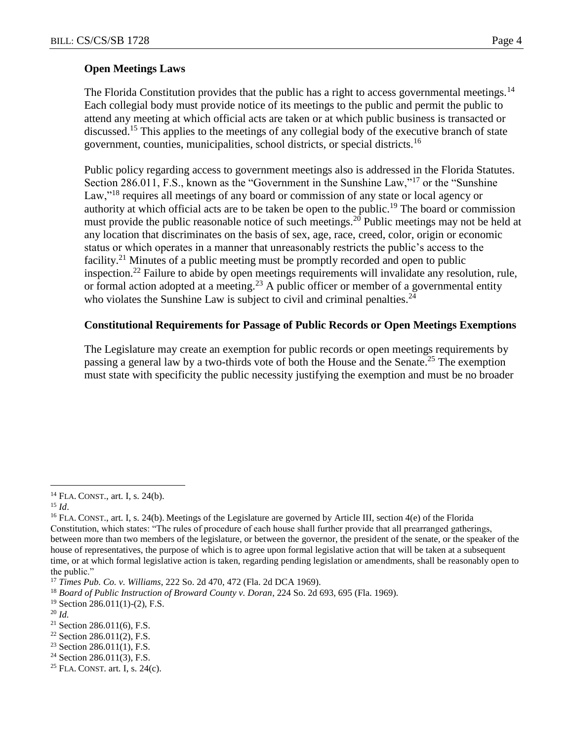**Open Meetings Laws**

The Florida Constitution provides that the public has a right to access governmental meetings.[14] Each collegial body must provide notice of its meetings to the public and permit the public to attend any meeting at which official acts are taken or at which public business is transacted or discussed.[15] This applies to the meetings of any collegial body of the executive branch of state government, counties, municipalities, school districts, or special districts.[16]

Public policy regarding access to government meetings also is addressed in the Florida Statutes. Section 286.011, F.S., known as the "Government in the Sunshine Law,"[17] or the "Sunshine Law,"[18] requires all meetings of any board or commission of any state or local agency or authority at which official acts are to be taken be open to the public.[19] The board or commission must provide the public reasonable notice of such meetings.[20] Public meetings may not be held at any location that discriminates on the basis of sex, age, race, creed, color, origin or economic status or which operates in a manner that unreasonably restricts the public's access to the facility.[21] Minutes of a public meeting must be promptly recorded and open to public inspection.[22] Failure to abide by open meetings requirements will invalidate any resolution, rule, or formal action adopted at a meeting.[23] A public officer or member of a governmental entity who violates the Sunshine Law is subject to civil and criminal penalties.[24]

**Constitutional Requirements for Passage of Public Records or Open Meetings Exemptions**

The Legislature may create an exemption for public records or open meetings requirements by passing a general law by a two-thirds vote of both the House and the Senate.[25] The exemption must state with specificity the public necessity justifying the exemption and must be no broader

---

[14] FLA. CONST., art. I, s. 24(b).

[15] *Id*.

[16] FLA. CONST., art. I, s. 24(b). Meetings of the Legislature are governed by Article III, section 4(e) of the Florida Constitution, which states: "The rules of procedure of each house shall further provide that all prearranged gatherings, between more than two members of the legislature, or between the governor, the president of the senate, or the speaker of the house of representatives, the purpose of which is to agree upon formal legislative action that will be taken at a subsequent time, or at which formal legislative action is taken, regarding pending legislation or amendments, shall be reasonably open to the public."

[17] *Times Pub. Co. v. Williams*, 222 So. 2d 470, 472 (Fla. 2d DCA 1969).

[18] *Board of Public Instruction of Broward County v. Doran*, 224 So. 2d 693, 695 (Fla. 1969).

[19] Section 286.011(1)-(2), F.S.

[20] *Id.*

[21] Section 286.011(6), F.S.

[22] Section 286.011(2), F.S.

[23] Section 286.011(1), F.S.

[24] Section 286.011(3), F.S.

[25] FLA. CONST. art. I, s. 24(c).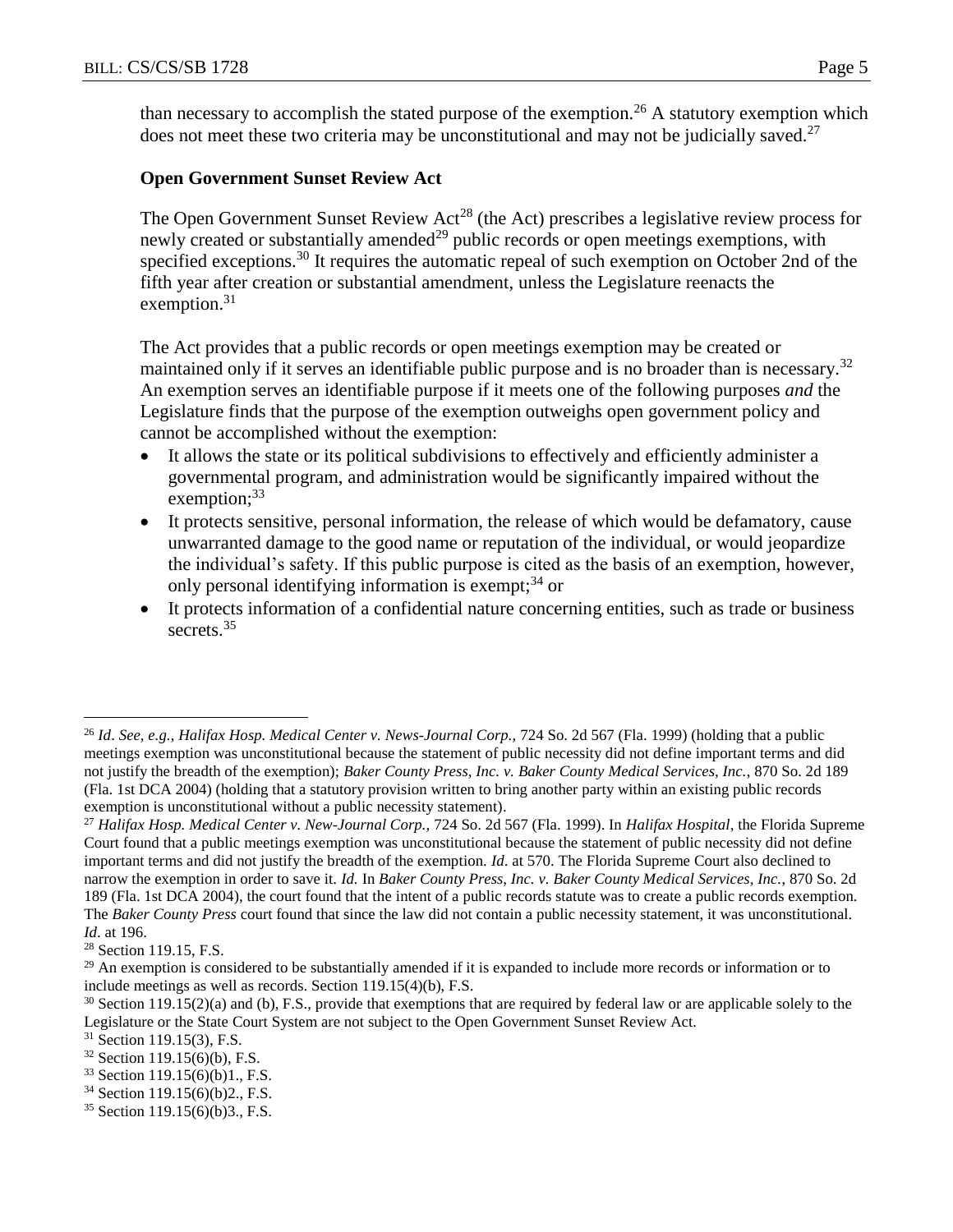than necessary to accomplish the stated purpose of the exemption.[26] A statutory exemption which does not meet these two criteria may be unconstitutional and may not be judicially saved.[27]

**Open Government Sunset Review Act**

The Open Government Sunset Review Act[28] (the Act) prescribes a legislative review process for newly created or substantially amended[29] public records or open meetings exemptions, with specified exceptions.[30] It requires the automatic repeal of such exemption on October 2nd of the fifth year after creation or substantial amendment, unless the Legislature reenacts the exemption.[31]

The Act provides that a public records or open meetings exemption may be created or maintained only if it serves an identifiable public purpose and is no broader than is necessary.[32] An exemption serves an identifiable purpose if it meets one of the following purposes *and* the Legislature finds that the purpose of the exemption outweighs open government policy and cannot be accomplished without the exemption:

- It allows the state or its political subdivisions to effectively and efficiently administer a governmental program, and administration would be significantly impaired without the exemption;[33]
- It protects sensitive, personal information, the release of which would be defamatory, cause unwarranted damage to the good name or reputation of the individual, or would jeopardize the individual's safety. If this public purpose is cited as the basis of an exemption, however, only personal identifying information is exempt;[34] or
- It protects information of a confidential nature concerning entities, such as trade or business secrets.[35]

---

[26] *Id*. *See, e.g., Halifax Hosp. Medical Center v. News-Journal Corp.,* 724 So. 2d 567 (Fla. 1999) (holding that a public meetings exemption was unconstitutional because the statement of public necessity did not define important terms and did not justify the breadth of the exemption); *Baker County Press, Inc. v. Baker County Medical Services, Inc.*, 870 So. 2d 189 (Fla. 1st DCA 2004) (holding that a statutory provision written to bring another party within an existing public records exemption is unconstitutional without a public necessity statement).

[27] *Halifax Hosp. Medical Center v. New-Journal Corp.,* 724 So. 2d 567 (Fla. 1999). In *Halifax Hospital*, the Florida Supreme Court found that a public meetings exemption was unconstitutional because the statement of public necessity did not define important terms and did not justify the breadth of the exemption. *Id*. at 570. The Florida Supreme Court also declined to narrow the exemption in order to save it. *Id.* In *Baker County Press, Inc. v. Baker County Medical Services, Inc.*, 870 So. 2d 189 (Fla. 1st DCA 2004), the court found that the intent of a public records statute was to create a public records exemption. The *Baker County Press* court found that since the law did not contain a public necessity statement, it was unconstitutional. *Id*. at 196.

[28] Section 119.15, F.S.

[29] An exemption is considered to be substantially amended if it is expanded to include more records or information or to include meetings as well as records. Section 119.15(4)(b), F.S.

[30] Section 119.15(2)(a) and (b), F.S., provide that exemptions that are required by federal law or are applicable solely to the Legislature or the State Court System are not subject to the Open Government Sunset Review Act.

[31] Section 119.15(3), F.S.

[32] Section 119.15(6)(b), F.S.

[33] Section 119.15(6)(b)1., F.S.

[34] Section 119.15(6)(b)2., F.S.

[35] Section 119.15(6)(b)3., F.S.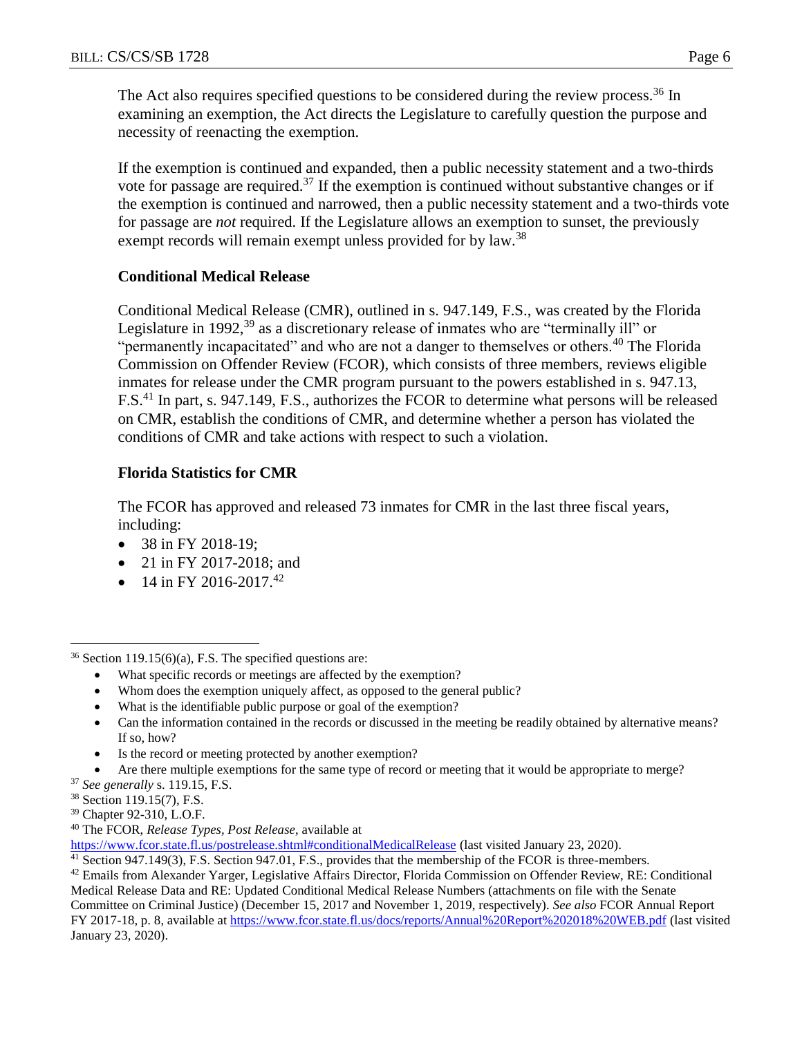The Act also requires specified questions to be considered during the review process.[36] In examining an exemption, the Act directs the Legislature to carefully question the purpose and necessity of reenacting the exemption.

If the exemption is continued and expanded, then a public necessity statement and a two-thirds vote for passage are required.[37] If the exemption is continued without substantive changes or if the exemption is continued and narrowed, then a public necessity statement and a two-thirds vote for passage are *not* required. If the Legislature allows an exemption to sunset, the previously exempt records will remain exempt unless provided for by law.[38]

### Conditional Medical Release

Conditional Medical Release (CMR), outlined in s. 947.149, F.S., was created by the Florida Legislature in 1992,[39] as a discretionary release of inmates who are "terminally ill" or "permanently incapacitated" and who are not a danger to themselves or others.[40] The Florida Commission on Offender Review (FCOR), which consists of three members, reviews eligible inmates for release under the CMR program pursuant to the powers established in s. 947.13, F.S.[41] In part, s. 947.149, F.S., authorizes the FCOR to determine what persons will be released on CMR, establish the conditions of CMR, and determine whether a person has violated the conditions of CMR and take actions with respect to such a violation.

### Florida Statistics for CMR

The FCOR has approved and released 73 inmates for CMR in the last three fiscal years, including:

- 38 in FY 2018-19;
- 21 in FY 2017-2018; and
- 14 in FY 2016-2017.[42]

---

[36] Section 119.15(6)(a), F.S. The specified questions are:

- What specific records or meetings are affected by the exemption?
- Whom does the exemption uniquely affect, as opposed to the general public?
- What is the identifiable public purpose or goal of the exemption?
- Can the information contained in the records or discussed in the meeting be readily obtained by alternative means? If so, how?
- Is the record or meeting protected by another exemption?
- Are there multiple exemptions for the same type of record or meeting that it would be appropriate to merge?

[37] *See generally* s. 119.15, F.S.

[38] Section 119.15(7), F.S.

[39] Chapter 92-310, L.O.F.

[40] The FCOR, *Release Types*, *Post Release*, available at https://www.fcor.state.fl.us/postrelease.shtml#conditionalMedicalRelease (last visited January 23, 2020).

[41] Section 947.149(3), F.S. Section 947.01, F.S., provides that the membership of the FCOR is three-members.

[42] Emails from Alexander Yarger, Legislative Affairs Director, Florida Commission on Offender Review, RE: Conditional Medical Release Data and RE: Updated Conditional Medical Release Numbers (attachments on file with the Senate Committee on Criminal Justice) (December 15, 2017 and November 1, 2019, respectively). *See also* FCOR Annual Report FY 2017-18, p. 8, available at https://www.fcor.state.fl.us/docs/reports/Annual%20Report%202018%20WEB.pdf (last visited January 23, 2020).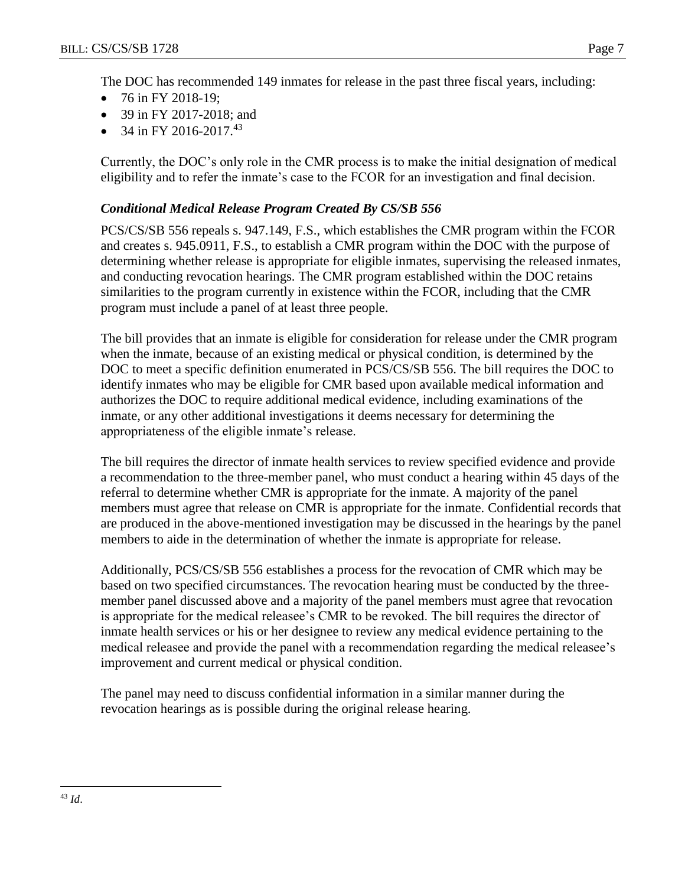The DOC has recommended 149 inmates for release in the past three fiscal years, including:

- 76 in FY 2018-19;
- 39 in FY 2017-2018; and
- 34 in FY 2016-2017.[43]

Currently, the DOC's only role in the CMR process is to make the initial designation of medical eligibility and to refer the inmate's case to the FCOR for an investigation and final decision.

***Conditional Medical Release Program Created By CS/SB 556***

PCS/CS/SB 556 repeals s. 947.149, F.S., which establishes the CMR program within the FCOR and creates s. 945.0911, F.S., to establish a CMR program within the DOC with the purpose of determining whether release is appropriate for eligible inmates, supervising the released inmates, and conducting revocation hearings. The CMR program established within the DOC retains similarities to the program currently in existence within the FCOR, including that the CMR program must include a panel of at least three people.

The bill provides that an inmate is eligible for consideration for release under the CMR program when the inmate, because of an existing medical or physical condition, is determined by the DOC to meet a specific definition enumerated in PCS/CS/SB 556. The bill requires the DOC to identify inmates who may be eligible for CMR based upon available medical information and authorizes the DOC to require additional medical evidence, including examinations of the inmate, or any other additional investigations it deems necessary for determining the appropriateness of the eligible inmate's release.

The bill requires the director of inmate health services to review specified evidence and provide a recommendation to the three-member panel, who must conduct a hearing within 45 days of the referral to determine whether CMR is appropriate for the inmate. A majority of the panel members must agree that release on CMR is appropriate for the inmate. Confidential records that are produced in the above-mentioned investigation may be discussed in the hearings by the panel members to aide in the determination of whether the inmate is appropriate for release.

Additionally, PCS/CS/SB 556 establishes a process for the revocation of CMR which may be based on two specified circumstances. The revocation hearing must be conducted by the three-member panel discussed above and a majority of the panel members must agree that revocation is appropriate for the medical releasee's CMR to be revoked. The bill requires the director of inmate health services or his or her designee to review any medical evidence pertaining to the medical releasee and provide the panel with a recommendation regarding the medical releasee's improvement and current medical or physical condition.

The panel may need to discuss confidential information in a similar manner during the revocation hearings as is possible during the original release hearing.

---

[43] *Id*.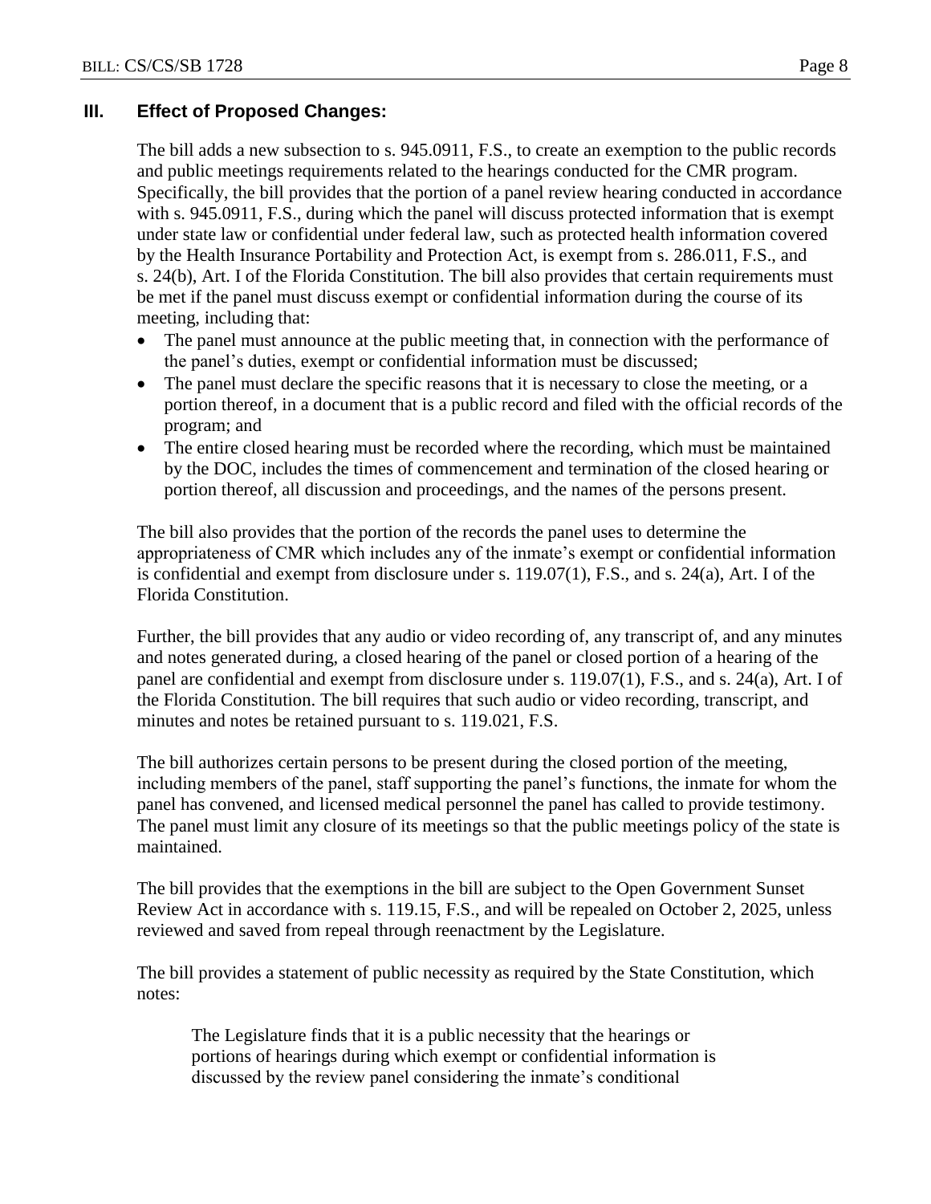## III. Effect of Proposed Changes:

The bill adds a new subsection to s. 945.0911, F.S., to create an exemption to the public records and public meetings requirements related to the hearings conducted for the CMR program. Specifically, the bill provides that the portion of a panel review hearing conducted in accordance with s. 945.0911, F.S., during which the panel will discuss protected information that is exempt under state law or confidential under federal law, such as protected health information covered by the Health Insurance Portability and Protection Act, is exempt from s. 286.011, F.S., and s. 24(b), Art. I of the Florida Constitution. The bill also provides that certain requirements must be met if the panel must discuss exempt or confidential information during the course of its meeting, including that:

- The panel must announce at the public meeting that, in connection with the performance of the panel's duties, exempt or confidential information must be discussed;
- The panel must declare the specific reasons that it is necessary to close the meeting, or a portion thereof, in a document that is a public record and filed with the official records of the program; and
- The entire closed hearing must be recorded where the recording, which must be maintained by the DOC, includes the times of commencement and termination of the closed hearing or portion thereof, all discussion and proceedings, and the names of the persons present.

The bill also provides that the portion of the records the panel uses to determine the appropriateness of CMR which includes any of the inmate's exempt or confidential information is confidential and exempt from disclosure under s. 119.07(1), F.S., and s. 24(a), Art. I of the Florida Constitution.

Further, the bill provides that any audio or video recording of, any transcript of, and any minutes and notes generated during, a closed hearing of the panel or closed portion of a hearing of the panel are confidential and exempt from disclosure under s. 119.07(1), F.S., and s. 24(a), Art. I of the Florida Constitution. The bill requires that such audio or video recording, transcript, and minutes and notes be retained pursuant to s. 119.021, F.S.

The bill authorizes certain persons to be present during the closed portion of the meeting, including members of the panel, staff supporting the panel's functions, the inmate for whom the panel has convened, and licensed medical personnel the panel has called to provide testimony. The panel must limit any closure of its meetings so that the public meetings policy of the state is maintained.

The bill provides that the exemptions in the bill are subject to the Open Government Sunset Review Act in accordance with s. 119.15, F.S., and will be repealed on October 2, 2025, unless reviewed and saved from repeal through reenactment by the Legislature.

The bill provides a statement of public necessity as required by the State Constitution, which notes:

> The Legislature finds that it is a public necessity that the hearings or portions of hearings during which exempt or confidential information is discussed by the review panel considering the inmate's conditional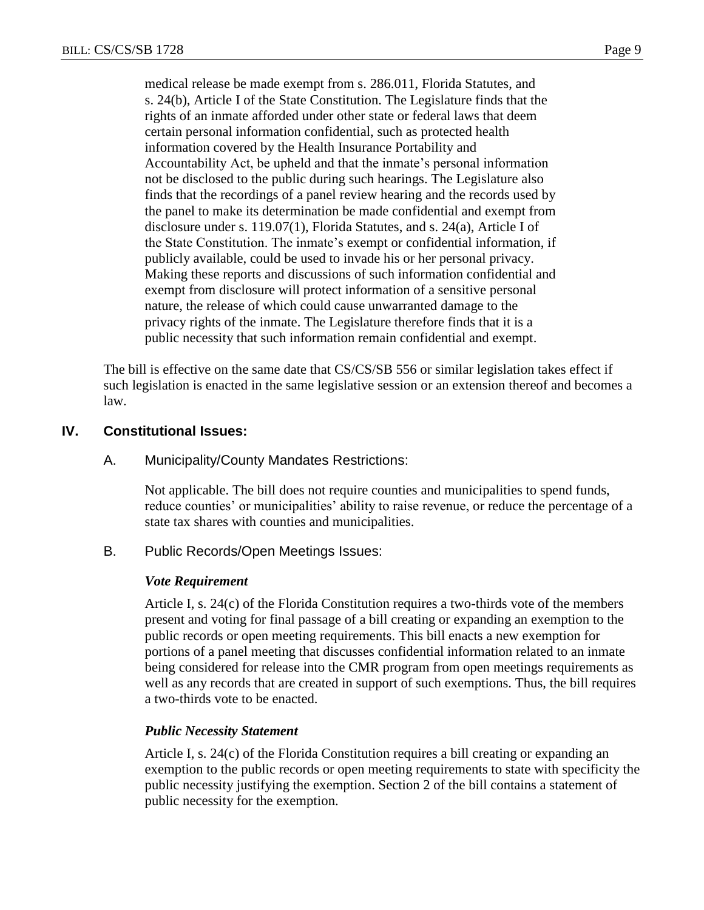medical release be made exempt from s. 286.011, Florida Statutes, and s. 24(b), Article I of the State Constitution. The Legislature finds that the rights of an inmate afforded under other state or federal laws that deem certain personal information confidential, such as protected health information covered by the Health Insurance Portability and Accountability Act, be upheld and that the inmate's personal information not be disclosed to the public during such hearings. The Legislature also finds that the recordings of a panel review hearing and the records used by the panel to make its determination be made confidential and exempt from disclosure under s. 119.07(1), Florida Statutes, and s. 24(a), Article I of the State Constitution. The inmate's exempt or confidential information, if publicly available, could be used to invade his or her personal privacy. Making these reports and discussions of such information confidential and exempt from disclosure will protect information of a sensitive personal nature, the release of which could cause unwarranted damage to the privacy rights of the inmate. The Legislature therefore finds that it is a public necessity that such information remain confidential and exempt.

The bill is effective on the same date that CS/CS/SB 556 or similar legislation takes effect if such legislation is enacted in the same legislative session or an extension thereof and becomes a law.

## IV. Constitutional Issues:

### A. Municipality/County Mandates Restrictions:

Not applicable. The bill does not require counties and municipalities to spend funds, reduce counties' or municipalities' ability to raise revenue, or reduce the percentage of a state tax shares with counties and municipalities.

### B. Public Records/Open Meetings Issues:

***Vote Requirement***

Article I, s. 24(c) of the Florida Constitution requires a two-thirds vote of the members present and voting for final passage of a bill creating or expanding an exemption to the public records or open meeting requirements. This bill enacts a new exemption for portions of a panel meeting that discusses confidential information related to an inmate being considered for release into the CMR program from open meetings requirements as well as any records that are created in support of such exemptions. Thus, the bill requires a two-thirds vote to be enacted.

***Public Necessity Statement***

Article I, s. 24(c) of the Florida Constitution requires a bill creating or expanding an exemption to the public records or open meeting requirements to state with specificity the public necessity justifying the exemption. Section 2 of the bill contains a statement of public necessity for the exemption.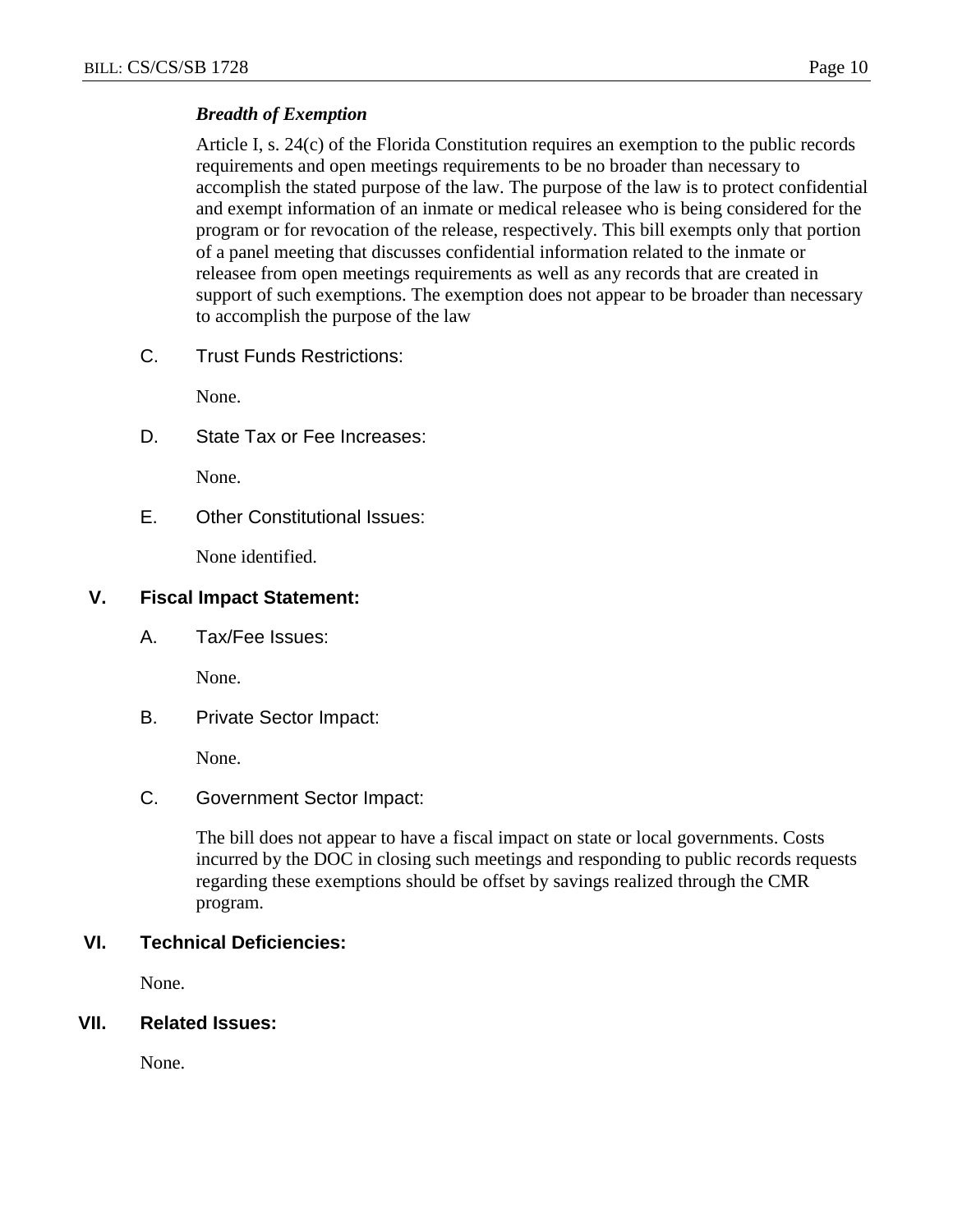***Breadth of Exemption***

Article I, s. 24(c) of the Florida Constitution requires an exemption to the public records requirements and open meetings requirements to be no broader than necessary to accomplish the stated purpose of the law. The purpose of the law is to protect confidential and exempt information of an inmate or medical releasee who is being considered for the program or for revocation of the release, respectively. This bill exempts only that portion of a panel meeting that discusses confidential information related to the inmate or releasee from open meetings requirements as well as any records that are created in support of such exemptions. The exemption does not appear to be broader than necessary to accomplish the purpose of the law

C. Trust Funds Restrictions:

None.

D. State Tax or Fee Increases:

None.

E. Other Constitutional Issues:

None identified.

## V. Fiscal Impact Statement:

A. Tax/Fee Issues:

None.

B. Private Sector Impact:

None.

C. Government Sector Impact:

The bill does not appear to have a fiscal impact on state or local governments. Costs incurred by the DOC in closing such meetings and responding to public records requests regarding these exemptions should be offset by savings realized through the CMR program.

## VI. Technical Deficiencies:

None.

## VII. Related Issues:

None.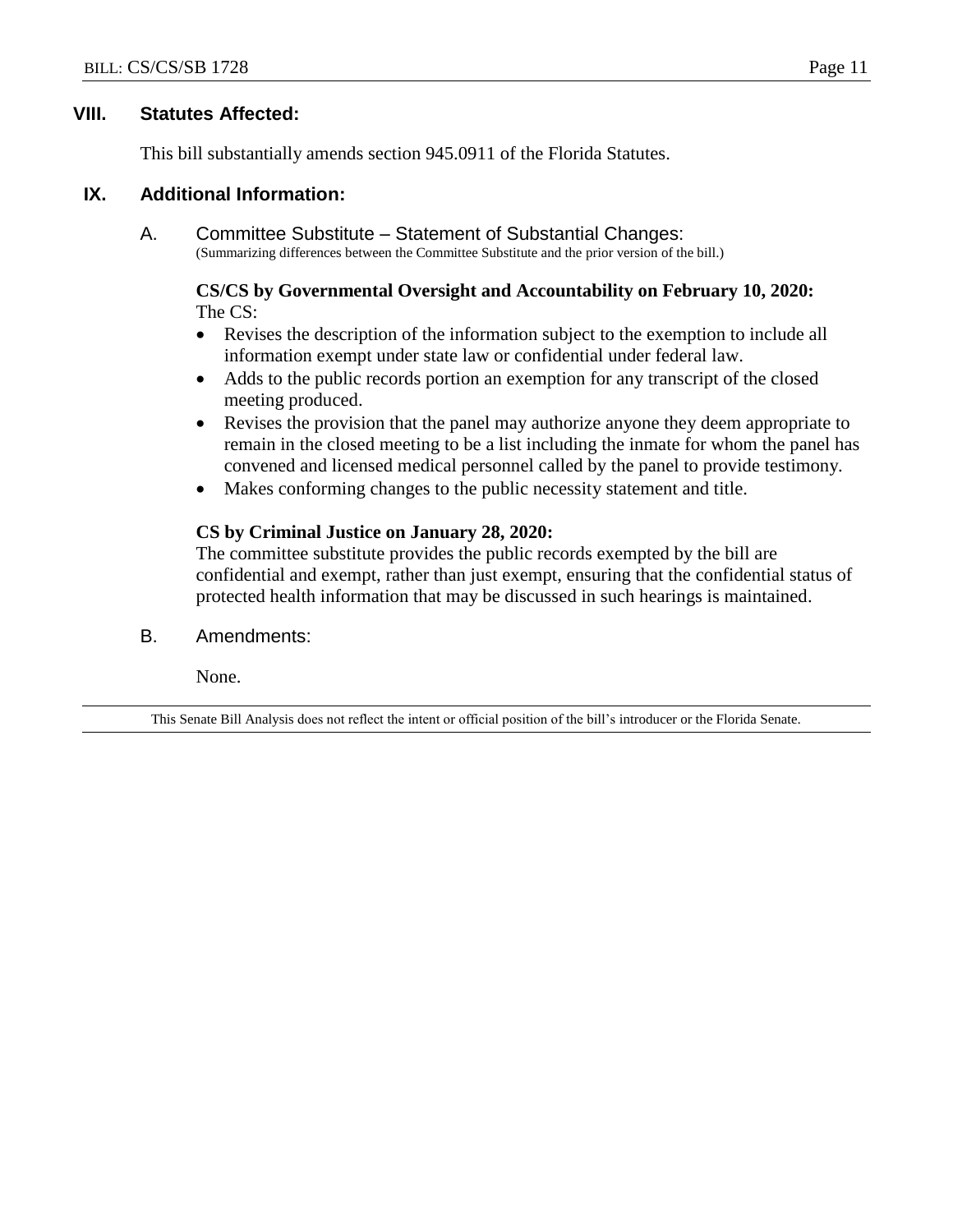## VIII. Statutes Affected:

This bill substantially amends section 945.0911 of the Florida Statutes.

## IX. Additional Information:

### A. Committee Substitute – Statement of Substantial Changes:

(Summarizing differences between the Committee Substitute and the prior version of the bill.)

**CS/CS by Governmental Oversight and Accountability on February 10, 2020:**
The CS:

- Revises the description of the information subject to the exemption to include all information exempt under state law or confidential under federal law.
- Adds to the public records portion an exemption for any transcript of the closed meeting produced.
- Revises the provision that the panel may authorize anyone they deem appropriate to remain in the closed meeting to be a list including the inmate for whom the panel has convened and licensed medical personnel called by the panel to provide testimony.
- Makes conforming changes to the public necessity statement and title.

**CS by Criminal Justice on January 28, 2020:**
The committee substitute provides the public records exempted by the bill are confidential and exempt, rather than just exempt, ensuring that the confidential status of protected health information that may be discussed in such hearings is maintained.

### B. Amendments:

None.

This Senate Bill Analysis does not reflect the intent or official position of the bill's introducer or the Florida Senate.